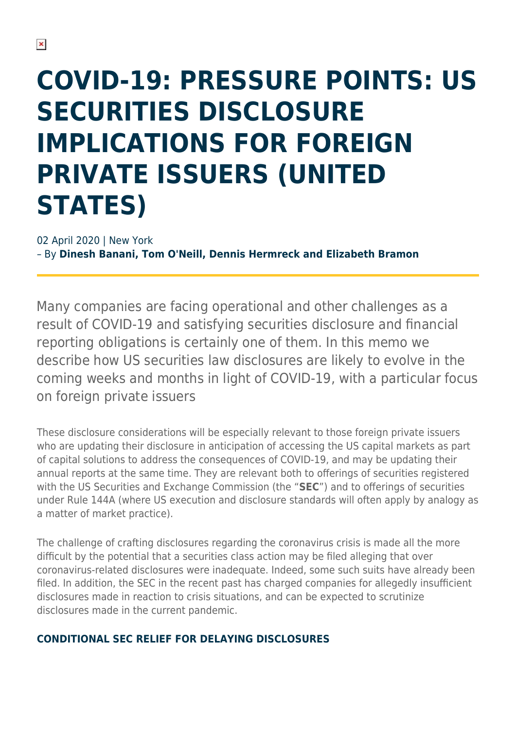# COVID-19: PRESSURE POINTS: US SECURITIES DISCLOSURE IMPLICATIONS FOR FOREIGN PRIVATE ISSUERS (UNITED STATES)

02 April 2020 | New York
– By **Dinesh Banani, Tom O'Neill, Dennis Hermreck and Elizabeth Bramon**

Many companies are facing operational and other challenges as a result of COVID-19 and satisfying securities disclosure and financial reporting obligations is certainly one of them. In this memo we describe how US securities law disclosures are likely to evolve in the coming weeks and months in light of COVID-19, with a particular focus on foreign private issuers

These disclosure considerations will be especially relevant to those foreign private issuers who are updating their disclosure in anticipation of accessing the US capital markets as part of capital solutions to address the consequences of COVID-19, and may be updating their annual reports at the same time. They are relevant both to offerings of securities registered with the US Securities and Exchange Commission (the "**SEC**") and to offerings of securities under Rule 144A (where US execution and disclosure standards will often apply by analogy as a matter of market practice).

The challenge of crafting disclosures regarding the coronavirus crisis is made all the more difficult by the potential that a securities class action may be filed alleging that over coronavirus-related disclosures were inadequate. Indeed, some such suits have already been filed. In addition, the SEC in the recent past has charged companies for allegedly insufficient disclosures made in reaction to crisis situations, and can be expected to scrutinize disclosures made in the current pandemic.

## CONDITIONAL SEC RELIEF FOR DELAYING DISCLOSURES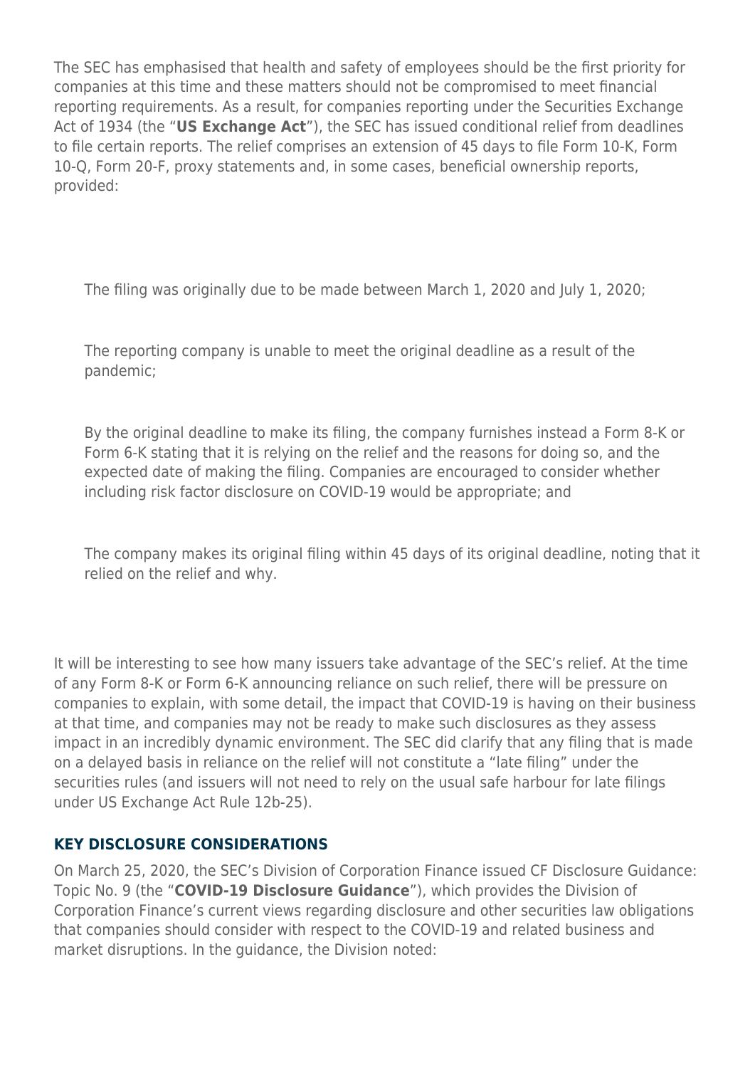The SEC has emphasised that health and safety of employees should be the first priority for companies at this time and these matters should not be compromised to meet financial reporting requirements. As a result, for companies reporting under the Securities Exchange Act of 1934 (the "**US Exchange Act**"), the SEC has issued conditional relief from deadlines to file certain reports. The relief comprises an extension of 45 days to file Form 10-K, Form 10-Q, Form 20-F, proxy statements and, in some cases, beneficial ownership reports, provided:

- The filing was originally due to be made between March 1, 2020 and July 1, 2020;
- The reporting company is unable to meet the original deadline as a result of the pandemic;
- By the original deadline to make its filing, the company furnishes instead a Form 8-K or Form 6-K stating that it is relying on the relief and the reasons for doing so, and the expected date of making the filing. Companies are encouraged to consider whether including risk factor disclosure on COVID-19 would be appropriate; and
- The company makes its original filing within 45 days of its original deadline, noting that it relied on the relief and why.

It will be interesting to see how many issuers take advantage of the SEC's relief. At the time of any Form 8-K or Form 6-K announcing reliance on such relief, there will be pressure on companies to explain, with some detail, the impact that COVID-19 is having on their business at that time, and companies may not be ready to make such disclosures as they assess impact in an incredibly dynamic environment. The SEC did clarify that any filing that is made on a delayed basis in reliance on the relief will not constitute a "late filing" under the securities rules (and issuers will not need to rely on the usual safe harbour for late filings under US Exchange Act Rule 12b-25).

## KEY DISCLOSURE CONSIDERATIONS

On March 25, 2020, the SEC's Division of Corporation Finance issued CF Disclosure Guidance: Topic No. 9 (the "**COVID-19 Disclosure Guidance**"), which provides the Division of Corporation Finance's current views regarding disclosure and other securities law obligations that companies should consider with respect to the COVID-19 and related business and market disruptions. In the guidance, the Division noted: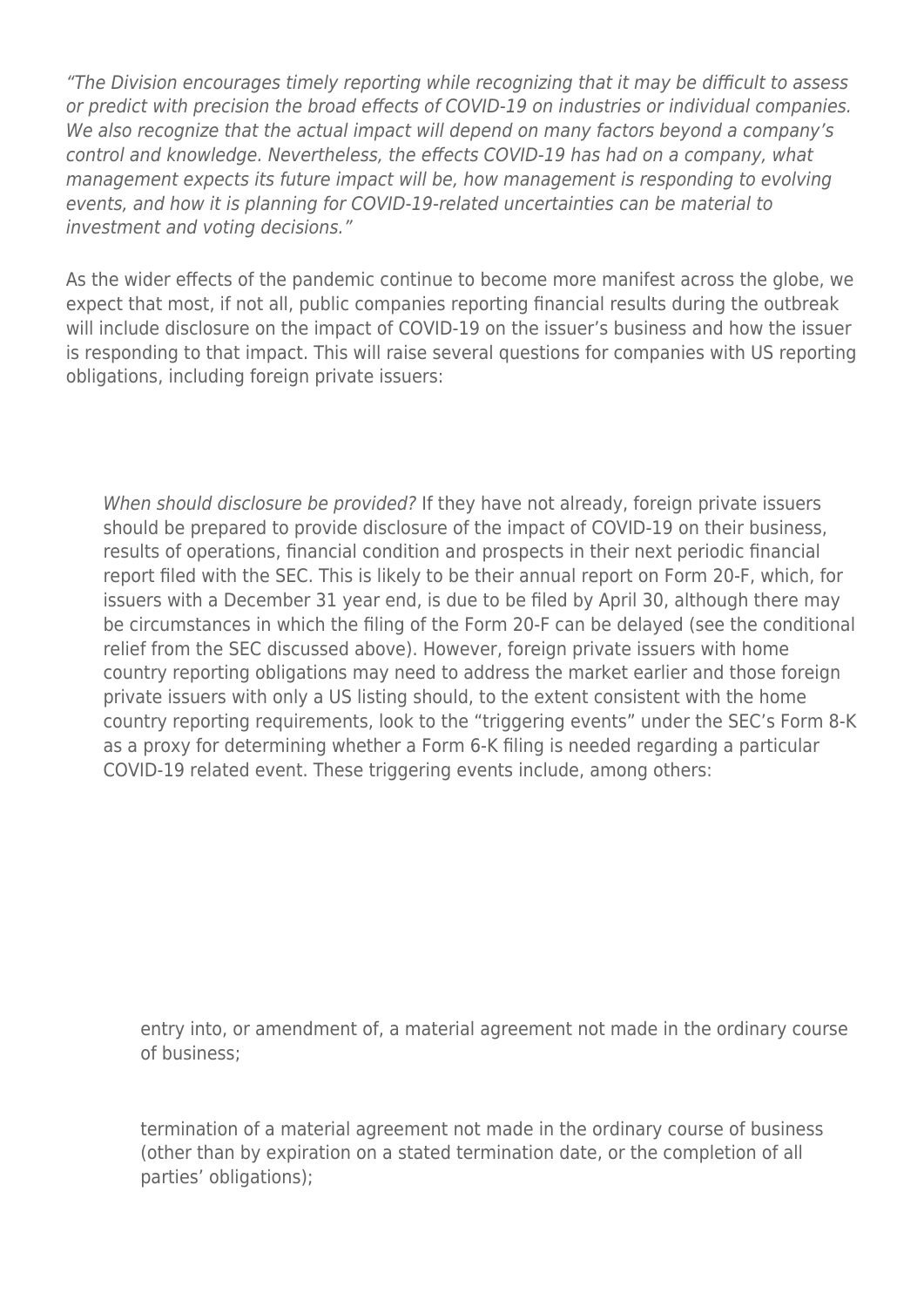*"The Division encourages timely reporting while recognizing that it may be difficult to assess or predict with precision the broad effects of COVID-19 on industries or individual companies. We also recognize that the actual impact will depend on many factors beyond a company's control and knowledge. Nevertheless, the effects COVID-19 has had on a company, what management expects its future impact will be, how management is responding to evolving events, and how it is planning for COVID-19-related uncertainties can be material to investment and voting decisions."*

As the wider effects of the pandemic continue to become more manifest across the globe, we expect that most, if not all, public companies reporting financial results during the outbreak will include disclosure on the impact of COVID-19 on the issuer's business and how the issuer is responding to that impact. This will raise several questions for companies with US reporting obligations, including foreign private issuers:

*When should disclosure be provided?* If they have not already, foreign private issuers should be prepared to provide disclosure of the impact of COVID-19 on their business, results of operations, financial condition and prospects in their next periodic financial report filed with the SEC. This is likely to be their annual report on Form 20-F, which, for issuers with a December 31 year end, is due to be filed by April 30, although there may be circumstances in which the filing of the Form 20-F can be delayed (see the conditional relief from the SEC discussed above). However, foreign private issuers with home country reporting obligations may need to address the market earlier and those foreign private issuers with only a US listing should, to the extent consistent with the home country reporting requirements, look to the "triggering events" under the SEC's Form 8-K as a proxy for determining whether a Form 6-K filing is needed regarding a particular COVID-19 related event. These triggering events include, among others:

- entry into, or amendment of, a material agreement not made in the ordinary course of business;
- termination of a material agreement not made in the ordinary course of business (other than by expiration on a stated termination date, or the completion of all parties' obligations);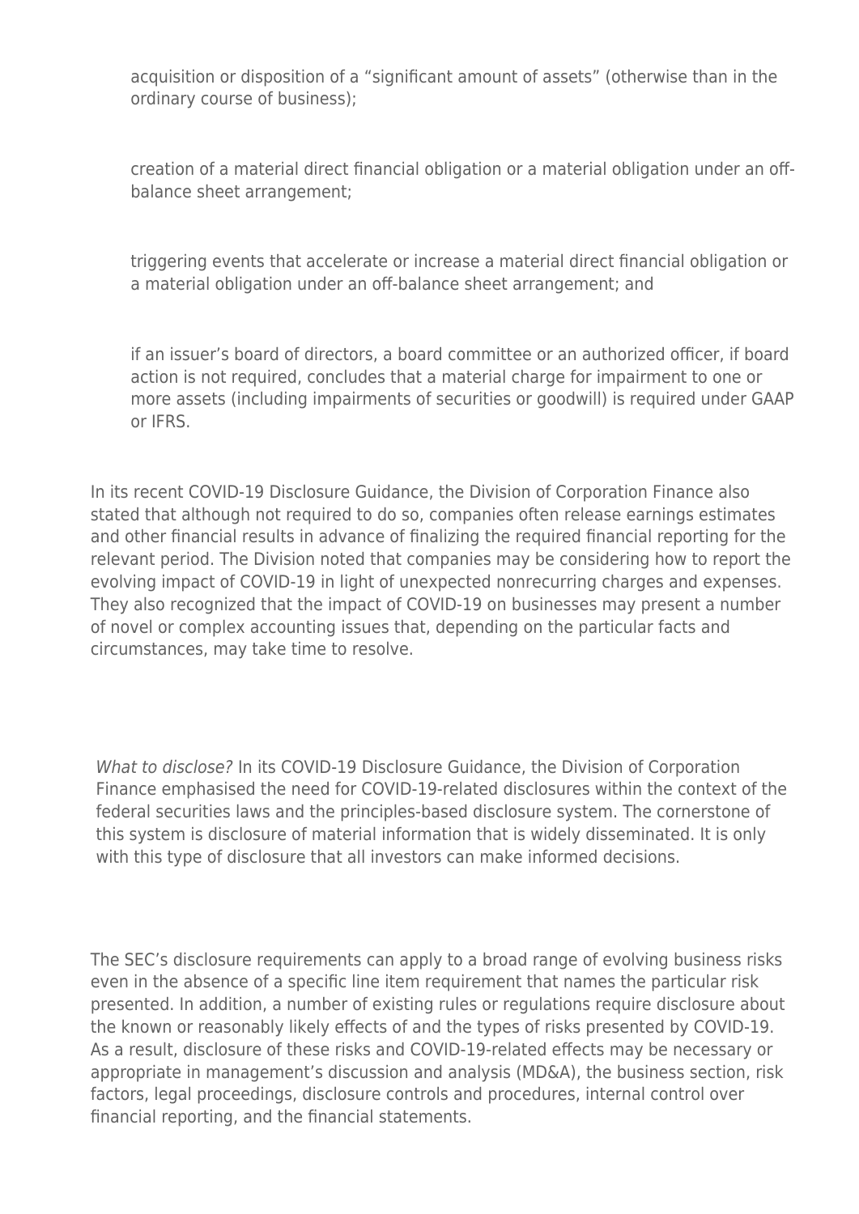- acquisition or disposition of a “significant amount of assets” (otherwise than in the ordinary course of business);
- creation of a material direct financial obligation or a material obligation under an off-balance sheet arrangement;
- triggering events that accelerate or increase a material direct financial obligation or a material obligation under an off-balance sheet arrangement; and
- if an issuer’s board of directors, a board committee or an authorized officer, if board action is not required, concludes that a material charge for impairment to one or more assets (including impairments of securities or goodwill) is required under GAAP or IFRS.

In its recent COVID-19 Disclosure Guidance, the Division of Corporation Finance also stated that although not required to do so, companies often release earnings estimates and other financial results in advance of finalizing the required financial reporting for the relevant period. The Division noted that companies may be considering how to report the evolving impact of COVID-19 in light of unexpected nonrecurring charges and expenses. They also recognized that the impact of COVID-19 on businesses may present a number of novel or complex accounting issues that, depending on the particular facts and circumstances, may take time to resolve.

*What to disclose?* In its COVID-19 Disclosure Guidance, the Division of Corporation Finance emphasised the need for COVID-19-related disclosures within the context of the federal securities laws and the principles-based disclosure system. The cornerstone of this system is disclosure of material information that is widely disseminated. It is only with this type of disclosure that all investors can make informed decisions.

The SEC’s disclosure requirements can apply to a broad range of evolving business risks even in the absence of a specific line item requirement that names the particular risk presented. In addition, a number of existing rules or regulations require disclosure about the known or reasonably likely effects of and the types of risks presented by COVID-19. As a result, disclosure of these risks and COVID-19-related effects may be necessary or appropriate in management’s discussion and analysis (MD&A), the business section, risk factors, legal proceedings, disclosure controls and procedures, internal control over financial reporting, and the financial statements.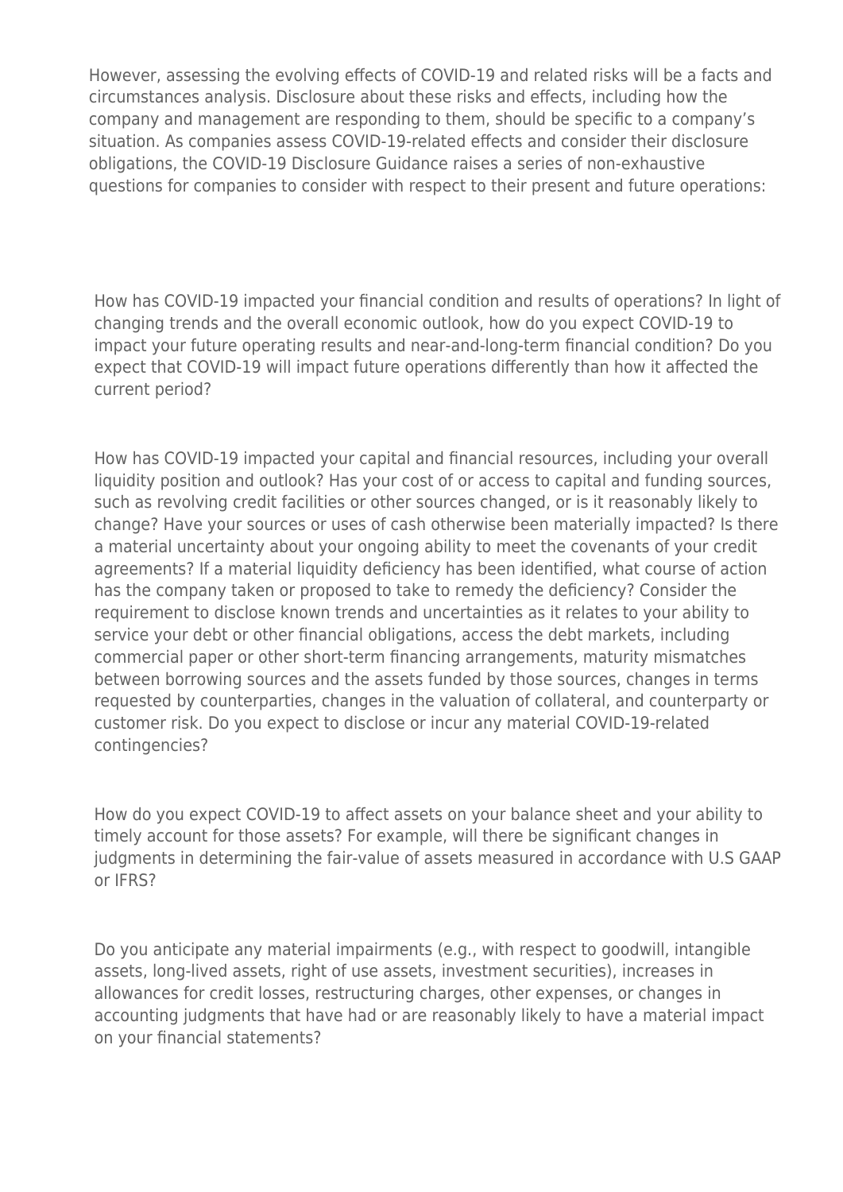However, assessing the evolving effects of COVID-19 and related risks will be a facts and circumstances analysis. Disclosure about these risks and effects, including how the company and management are responding to them, should be specific to a company's situation. As companies assess COVID-19-related effects and consider their disclosure obligations, the COVID-19 Disclosure Guidance raises a series of non-exhaustive questions for companies to consider with respect to their present and future operations:

How has COVID-19 impacted your financial condition and results of operations? In light of changing trends and the overall economic outlook, how do you expect COVID-19 to impact your future operating results and near-and-long-term financial condition? Do you expect that COVID-19 will impact future operations differently than how it affected the current period?

How has COVID-19 impacted your capital and financial resources, including your overall liquidity position and outlook? Has your cost of or access to capital and funding sources, such as revolving credit facilities or other sources changed, or is it reasonably likely to change? Have your sources or uses of cash otherwise been materially impacted? Is there a material uncertainty about your ongoing ability to meet the covenants of your credit agreements? If a material liquidity deficiency has been identified, what course of action has the company taken or proposed to take to remedy the deficiency? Consider the requirement to disclose known trends and uncertainties as it relates to your ability to service your debt or other financial obligations, access the debt markets, including commercial paper or other short-term financing arrangements, maturity mismatches between borrowing sources and the assets funded by those sources, changes in terms requested by counterparties, changes in the valuation of collateral, and counterparty or customer risk. Do you expect to disclose or incur any material COVID-19-related contingencies?

How do you expect COVID-19 to affect assets on your balance sheet and your ability to timely account for those assets? For example, will there be significant changes in judgments in determining the fair-value of assets measured in accordance with U.S GAAP or IFRS?

Do you anticipate any material impairments (e.g., with respect to goodwill, intangible assets, long-lived assets, right of use assets, investment securities), increases in allowances for credit losses, restructuring charges, other expenses, or changes in accounting judgments that have had or are reasonably likely to have a material impact on your financial statements?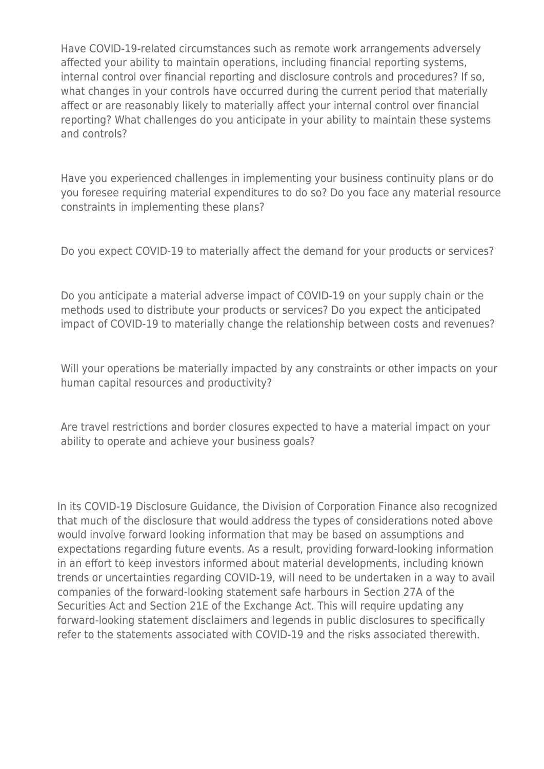Have COVID-19-related circumstances such as remote work arrangements adversely affected your ability to maintain operations, including financial reporting systems, internal control over financial reporting and disclosure controls and procedures? If so, what changes in your controls have occurred during the current period that materially affect or are reasonably likely to materially affect your internal control over financial reporting? What challenges do you anticipate in your ability to maintain these systems and controls?

Have you experienced challenges in implementing your business continuity plans or do you foresee requiring material expenditures to do so? Do you face any material resource constraints in implementing these plans?

Do you expect COVID-19 to materially affect the demand for your products or services?

Do you anticipate a material adverse impact of COVID-19 on your supply chain or the methods used to distribute your products or services? Do you expect the anticipated impact of COVID-19 to materially change the relationship between costs and revenues?

Will your operations be materially impacted by any constraints or other impacts on your human capital resources and productivity?

Are travel restrictions and border closures expected to have a material impact on your ability to operate and achieve your business goals?

In its COVID-19 Disclosure Guidance, the Division of Corporation Finance also recognized that much of the disclosure that would address the types of considerations noted above would involve forward looking information that may be based on assumptions and expectations regarding future events. As a result, providing forward-looking information in an effort to keep investors informed about material developments, including known trends or uncertainties regarding COVID-19, will need to be undertaken in a way to avail companies of the forward-looking statement safe harbours in Section 27A of the Securities Act and Section 21E of the Exchange Act. This will require updating any forward-looking statement disclaimers and legends in public disclosures to specifically refer to the statements associated with COVID-19 and the risks associated therewith.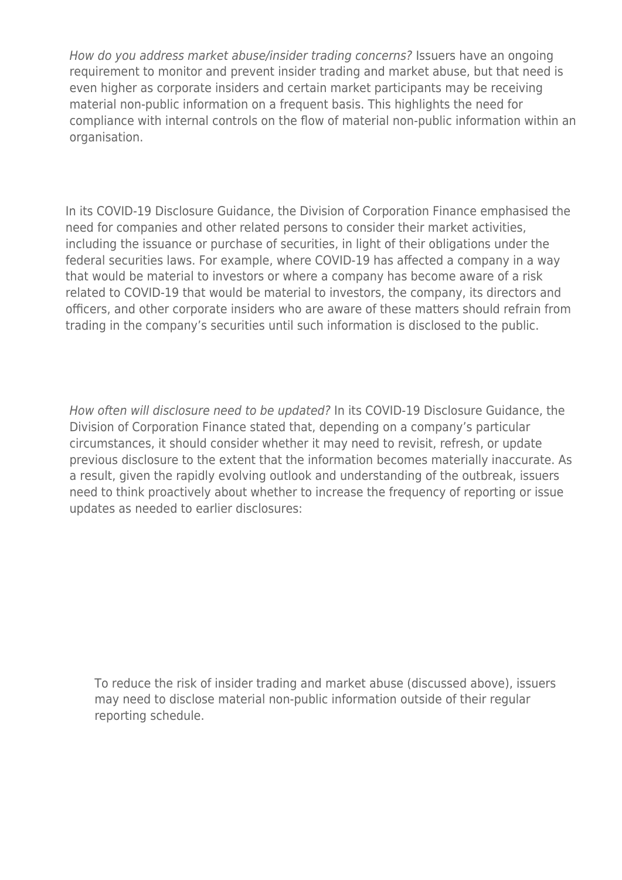*How do you address market abuse/insider trading concerns?* Issuers have an ongoing requirement to monitor and prevent insider trading and market abuse, but that need is even higher as corporate insiders and certain market participants may be receiving material non-public information on a frequent basis. This highlights the need for compliance with internal controls on the flow of material non-public information within an organisation.

In its COVID-19 Disclosure Guidance, the Division of Corporation Finance emphasised the need for companies and other related persons to consider their market activities, including the issuance or purchase of securities, in light of their obligations under the federal securities laws. For example, where COVID-19 has affected a company in a way that would be material to investors or where a company has become aware of a risk related to COVID-19 that would be material to investors, the company, its directors and officers, and other corporate insiders who are aware of these matters should refrain from trading in the company's securities until such information is disclosed to the public.

*How often will disclosure need to be updated?* In its COVID-19 Disclosure Guidance, the Division of Corporation Finance stated that, depending on a company's particular circumstances, it should consider whether it may need to revisit, refresh, or update previous disclosure to the extent that the information becomes materially inaccurate. As a result, given the rapidly evolving outlook and understanding of the outbreak, issuers need to think proactively about whether to increase the frequency of reporting or issue updates as needed to earlier disclosures:

- To reduce the risk of insider trading and market abuse (discussed above), issuers may need to disclose material non-public information outside of their regular reporting schedule.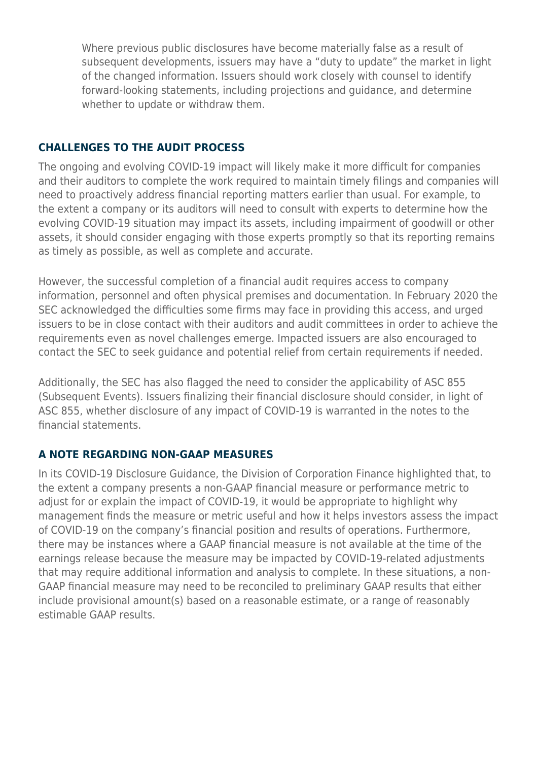Where previous public disclosures have become materially false as a result of subsequent developments, issuers may have a "duty to update" the market in light of the changed information. Issuers should work closely with counsel to identify forward-looking statements, including projections and guidance, and determine whether to update or withdraw them.

## CHALLENGES TO THE AUDIT PROCESS

The ongoing and evolving COVID-19 impact will likely make it more difficult for companies and their auditors to complete the work required to maintain timely filings and companies will need to proactively address financial reporting matters earlier than usual. For example, to the extent a company or its auditors will need to consult with experts to determine how the evolving COVID-19 situation may impact its assets, including impairment of goodwill or other assets, it should consider engaging with those experts promptly so that its reporting remains as timely as possible, as well as complete and accurate.

However, the successful completion of a financial audit requires access to company information, personnel and often physical premises and documentation. In February 2020 the SEC acknowledged the difficulties some firms may face in providing this access, and urged issuers to be in close contact with their auditors and audit committees in order to achieve the requirements even as novel challenges emerge. Impacted issuers are also encouraged to contact the SEC to seek guidance and potential relief from certain requirements if needed.

Additionally, the SEC has also flagged the need to consider the applicability of ASC 855 (Subsequent Events). Issuers finalizing their financial disclosure should consider, in light of ASC 855, whether disclosure of any impact of COVID-19 is warranted in the notes to the financial statements.

## A NOTE REGARDING NON-GAAP MEASURES

In its COVID-19 Disclosure Guidance, the Division of Corporation Finance highlighted that, to the extent a company presents a non-GAAP financial measure or performance metric to adjust for or explain the impact of COVID-19, it would be appropriate to highlight why management finds the measure or metric useful and how it helps investors assess the impact of COVID-19 on the company's financial position and results of operations. Furthermore, there may be instances where a GAAP financial measure is not available at the time of the earnings release because the measure may be impacted by COVID-19-related adjustments that may require additional information and analysis to complete. In these situations, a non-GAAP financial measure may need to be reconciled to preliminary GAAP results that either include provisional amount(s) based on a reasonable estimate, or a range of reasonably estimable GAAP results.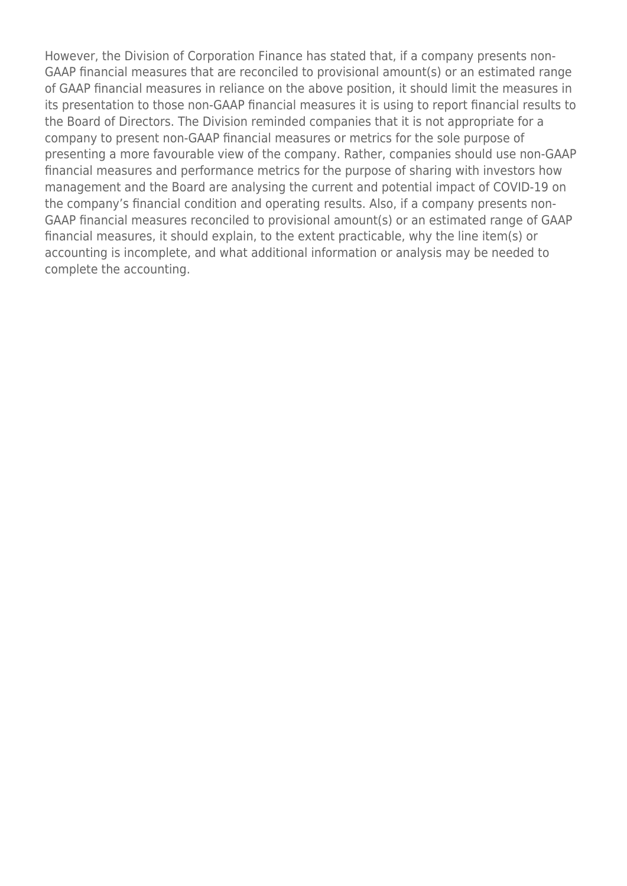However, the Division of Corporation Finance has stated that, if a company presents non-GAAP financial measures that are reconciled to provisional amount(s) or an estimated range of GAAP financial measures in reliance on the above position, it should limit the measures in its presentation to those non-GAAP financial measures it is using to report financial results to the Board of Directors. The Division reminded companies that it is not appropriate for a company to present non-GAAP financial measures or metrics for the sole purpose of presenting a more favourable view of the company. Rather, companies should use non-GAAP financial measures and performance metrics for the purpose of sharing with investors how management and the Board are analysing the current and potential impact of COVID-19 on the company's financial condition and operating results. Also, if a company presents non-GAAP financial measures reconciled to provisional amount(s) or an estimated range of GAAP financial measures, it should explain, to the extent practicable, why the line item(s) or accounting is incomplete, and what additional information or analysis may be needed to complete the accounting.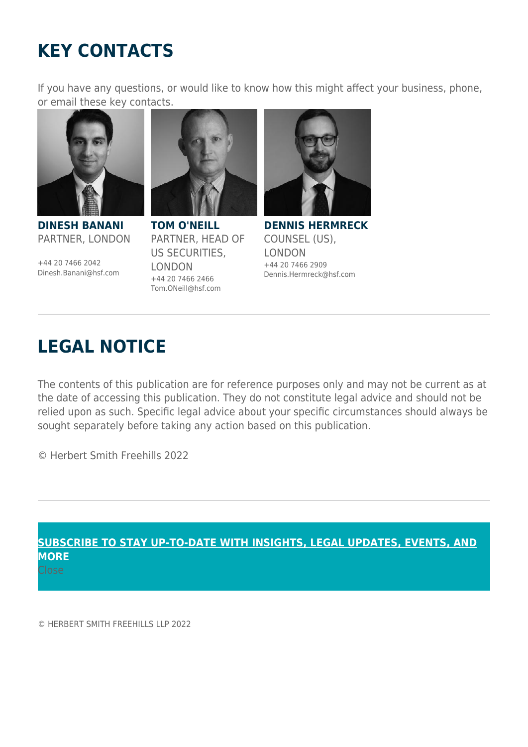# KEY CONTACTS

If you have any questions, or would like to know how this might affect your business, phone, or email these key contacts.

**DINESH BANANI**
PARTNER, LONDON

+44 20 7466 2042
Dinesh.Banani@hsf.com

**TOM O'NEILL**
PARTNER, HEAD OF US SECURITIES, LONDON
+44 20 7466 2466
Tom.ONeill@hsf.com

**DENNIS HERMRECK**
COUNSEL (US), LONDON
+44 20 7466 2909
Dennis.Hermreck@hsf.com

# LEGAL NOTICE

The contents of this publication are for reference purposes only and may not be current as at the date of accessing this publication. They do not constitute legal advice and should not be relied upon as such. Specific legal advice about your specific circumstances should always be sought separately before taking any action based on this publication.

© Herbert Smith Freehills 2022

**SUBSCRIBE TO STAY UP-TO-DATE WITH INSIGHTS, LEGAL UPDATES, EVENTS, AND MORE**
Close

© HERBERT SMITH FREEHILLS LLP 2022